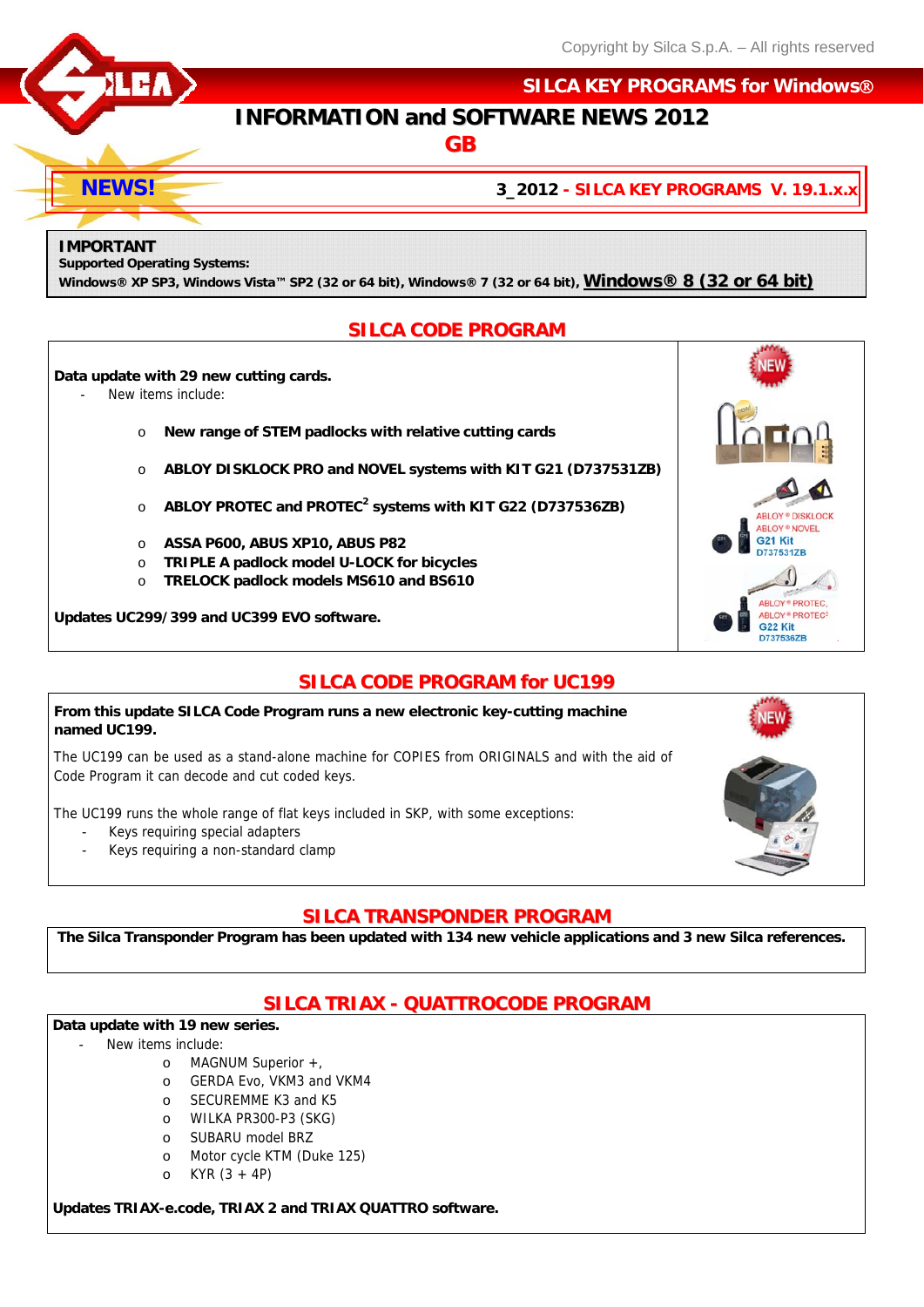Copyright by Silca S.p.A. – All rights reserved

# SILCA KEY PROGRAMS for Windows®

## INFORMATION and SOFTWARE NEWS 2012

**GB**

**NEWS!** — **3_2012 - SILCA KEY PROGRAMS V. 19.1.x.x**

**IMPORTANT**
**Supported Operating Systems:**
**Windows® XP SP3, Windows Vista™ SP2 (32 or 64 bit), Windows® 7 (32 or 64 bit), Windows® 8 (32 or 64 bit)**

## SILCA CODE PROGRAM

**Data update with 29 new cutting cards.**

- New items include:
    - **New range of STEM padlocks with relative cutting cards**
    - **ABLOY DISKLOCK PRO and NOVEL systems with KIT G21 (D737531ZB)**
    - **ABLOY PROTEC and PROTEC$^2$ systems with KIT G22 (D737536ZB)**
    - **ASSA P600, ABUS XP10, ABUS P82**
    - **TRIPLE A padlock model U-LOCK for bicycles**
    - **TRELOCK padlock models MS610 and BS610**

**Updates UC299/399 and UC399 EVO software.**

ABLOY® DISKLOCK
ABLOY® NOVEL
G21 Kit
D737531ZB

ABLOY® PROTEC,
ABLOY® PROTEC²
G22 Kit
D737536ZB

## SILCA CODE PROGRAM for UC199

**From this update SILCA Code Program runs a new electronic key-cutting machine named UC199.**

The UC199 can be used as a stand-alone machine for COPIES from ORIGINALS and with the aid of Code Program it can decode and cut coded keys.

The UC199 runs the whole range of flat keys included in SKP, with some exceptions:

- Keys requiring special adapters
- Keys requiring a non-standard clamp

## SILCA TRANSPONDER PROGRAM

**The Silca Transponder Program has been updated with 134 new vehicle applications and 3 new Silca references.**

## SILCA TRIAX - QUATTROCODE PROGRAM

**Data update with 19 new series.**

- New items include:
    - MAGNUM Superior +,
    - GERDA Evo, VKM3 and VKM4
    - SECUREMME K3 and K5
    - WILKA PR300-P3 (SKG)
    - SUBARU model BRZ
    - Motor cycle KTM (Duke 125)
    - KYR (3 + 4P)

**Updates TRIAX-e.code, TRIAX 2 and TRIAX QUATTRO software.**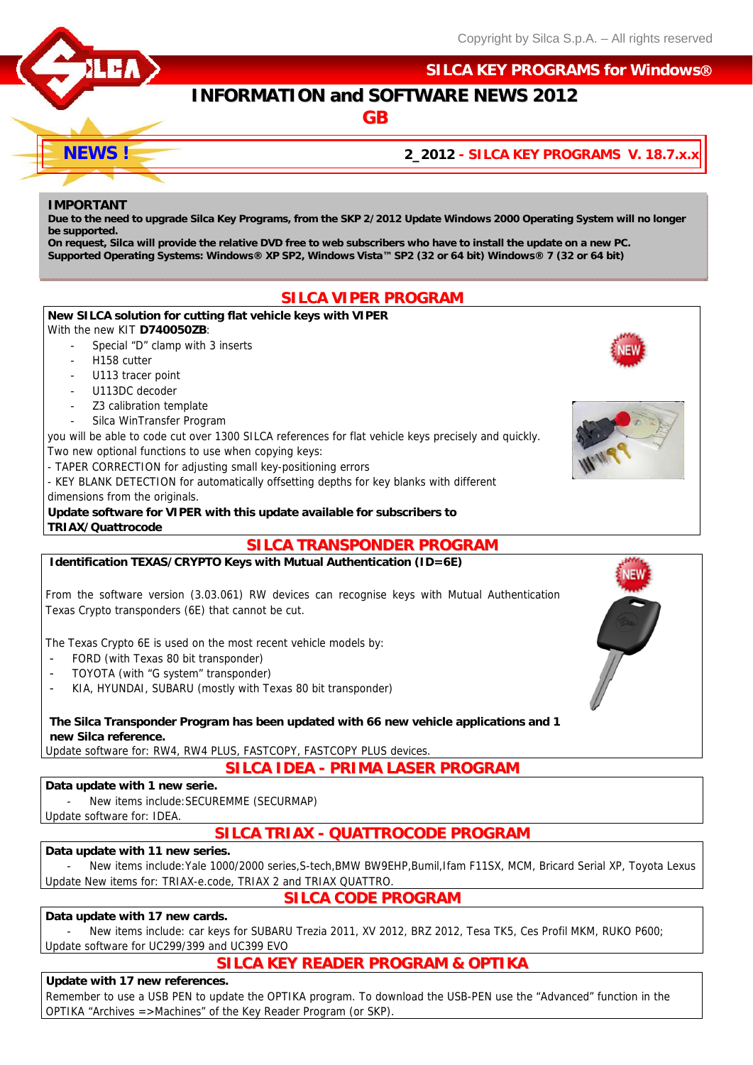SILCA KEY PROGRAMS for Windows®

# INFORMATION and SOFTWARE NEWS 2012

## GB

**NEWS !**

**2_2012 - SILCA KEY PROGRAMS V. 18.7.x.x**

**IMPORTANT**

**Due to the need to upgrade Silca Key Programs, from the SKP 2/2012 Update Windows 2000 Operating System will no longer be supported.**
**On request, Silca will provide the relative DVD free to web subscribers who have to install the update on a new PC.**
**Supported Operating Systems: Windows® XP SP2, Windows Vista™ SP2 (32 or 64 bit) Windows® 7 (32 or 64 bit)**

## SILCA VIPER PROGRAM

**New SILCA solution for cutting flat vehicle keys with VIPER**

With the new KIT **D740050ZB**:

- Special "D" clamp with 3 inserts
- H158 cutter
- U113 tracer point
- U113DC decoder
- Z3 calibration template
- Silca WinTransfer Program

you will be able to code cut over 1300 SILCA references for flat vehicle keys precisely and quickly.
Two new optional functions to use when copying keys:
- TAPER CORRECTION for adjusting small key-positioning errors
- KEY BLANK DETECTION for automatically offsetting depths for key blanks with different dimensions from the originals.

**Update software for VIPER with this update available for subscribers to TRIAX/Quattrocode**

## SILCA TRANSPONDER PROGRAM

**Identification TEXAS/CRYPTO Keys with Mutual Authentication (ID=6E)**

From the software version (3.03.061) RW devices can recognise keys with Mutual Authentication Texas Crypto transponders (6E) that cannot be cut.

The Texas Crypto 6E is used on the most recent vehicle models by:

- FORD (with Texas 80 bit transponder)
- TOYOTA (with "G system" transponder)
- KIA, HYUNDAI, SUBARU (mostly with Texas 80 bit transponder)

**The Silca Transponder Program has been updated with 66 new vehicle applications and 1 new Silca reference.**

Update software for: RW4, RW4 PLUS, FASTCOPY, FASTCOPY PLUS devices.

## SILCA IDEA - PRIMA LASER PROGRAM

**Data update with 1 new serie.**

- New items include:SECUREMME (SECURMAP)

Update software for: IDEA.

## SILCA TRIAX - QUATTROCODE PROGRAM

**Data update with 11 new series.**

- New items include:Yale 1000/2000 series,S-tech,BMW BW9EHP,Bumil,Ifam F11SX, MCM, Bricard Serial XP, Toyota Lexus

Update New items for: TRIAX-e.code, TRIAX 2 and TRIAX QUATTRO.

## SILCA CODE PROGRAM

**Data update with 17 new cards.**

- New items include: car keys for SUBARU Trezia 2011, XV 2012, BRZ 2012, Tesa TK5, Ces Profil MKM, RUKO P600;

Update software for UC299/399 and UC399 EVO

## SILCA KEY READER PROGRAM & OPTIKA

**Update with 17 new references.**

Remember to use a USB PEN to update the OPTIKA program. To download the USB-PEN use the "Advanced" function in the OPTIKA "Archives =>Machines" of the Key Reader Program (or SKP).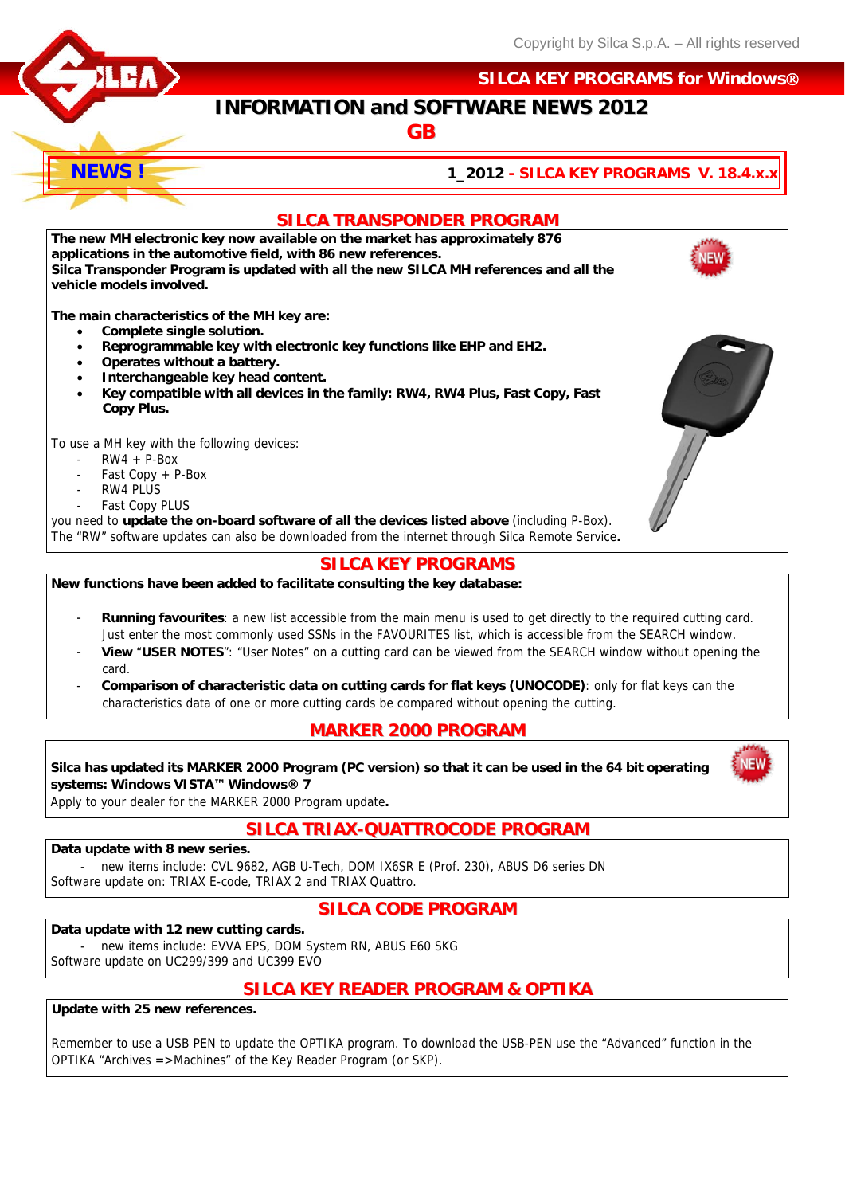Copyright by Silca S.p.A. – All rights reserved

**SILCA KEY PROGRAMS for Windows®**

# INFORMATION and SOFTWARE NEWS 2012

**GB**

**NEWS !** **1_2012 - SILCA KEY PROGRAMS V. 18.4.x.x**

## SILCA TRANSPONDER PROGRAM

**The new MH electronic key now available on the market has approximately 876 applications in the automotive field, with 86 new references.**
**Silca Transponder Program is updated with all the new SILCA MH references and all the vehicle models involved.**

**The main characteristics of the MH key are:**

- **Complete single solution.**
- **Reprogrammable key with electronic key functions like EHP and EH2.**
- **Operates without a battery.**
- **Interchangeable key head content.**
- **Key compatible with all devices in the family: RW4, RW4 Plus, Fast Copy, Fast Copy Plus.**

To use a MH key with the following devices:

- RW4 + P-Box
- Fast Copy + P-Box
- RW4 PLUS
- Fast Copy PLUS

you need to **update the on-board software of all the devices listed above** (including P-Box).
The "RW" software updates can also be downloaded from the internet through Silca Remote Service**.**

## SILCA KEY PROGRAMS

**New functions have been added to facilitate consulting the key database:**

- **Running favourites**: a new list accessible from the main menu is used to get directly to the required cutting card. Just enter the most commonly used SSNs in the FAVOURITES list, which is accessible from the SEARCH window.
- **View** "**USER NOTES**": "User Notes" on a cutting card can be viewed from the SEARCH window without opening the card.
- **Comparison of characteristic data on cutting cards for flat keys (UNOCODE)**: only for flat keys can the characteristics data of one or more cutting cards be compared without opening the cutting.

## MARKER 2000 PROGRAM

**Silca has updated its MARKER 2000 Program (PC version) so that it can be used in the 64 bit operating systems: Windows VISTA™ Windows® 7**
Apply to your dealer for the MARKER 2000 Program update**.**

## SILCA TRIAX-QUATTROCODE PROGRAM

**Data update with 8 new series.**

- new items include: CVL 9682, AGB U-Tech, DOM IX6SR E (Prof. 230), ABUS D6 series DN

Software update on: TRIAX E-code, TRIAX 2 and TRIAX Quattro.

## SILCA CODE PROGRAM

**Data update with 12 new cutting cards.**

- new items include: EVVA EPS, DOM System RN, ABUS E60 SKG

Software update on UC299/399 and UC399 EVO

## SILCA KEY READER PROGRAM & OPTIKA

**Update with 25 new references.**

Remember to use a USB PEN to update the OPTIKA program. To download the USB-PEN use the "Advanced" function in the OPTIKA "Archives =>Machines" of the Key Reader Program (or SKP).